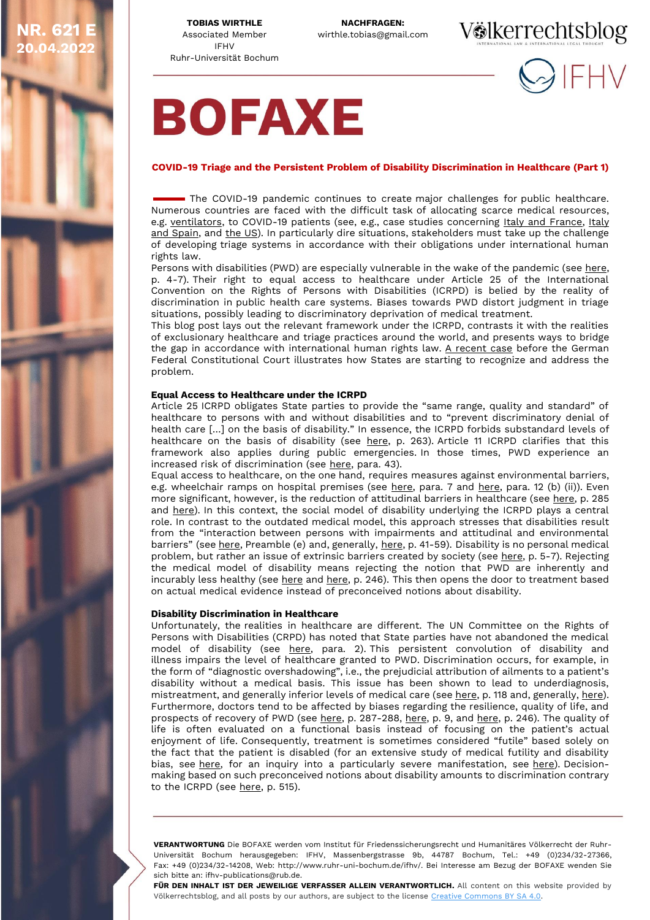NR. 621 E
20.04.2022

**TOBIAS WIRTHLE**
Associated Member
IFHV
Ruhr-Universität Bochum

**NACHFRAGEN:**
wirthle.tobias@gmail.com

Völkerrechtsblog

IFHV

# BOFAXE

## COVID-19 Triage and the Persistent Problem of Disability Discrimination in Healthcare (Part 1)

The COVID-19 pandemic continues to create major challenges for public healthcare. Numerous countries are faced with the difficult task of allocating scarce medical resources, e.g. ventilators, to COVID-19 patients (see, e.g., case studies concerning Italy and France, Italy and Spain, and the US). In particularly dire situations, stakeholders must take up the challenge of developing triage systems in accordance with their obligations under international human rights law.

Persons with disabilities (PWD) are especially vulnerable in the wake of the pandemic (see here, p. 4-7). Their right to equal access to healthcare under Article 25 of the International Convention on the Rights of Persons with Disabilities (ICRPD) is belied by the reality of discrimination in public health care systems. Biases towards PWD distort judgment in triage situations, possibly leading to discriminatory deprivation of medical treatment.

This blog post lays out the relevant framework under the ICRPD, contrasts it with the realities of exclusionary healthcare and triage practices around the world, and presents ways to bridge the gap in accordance with international human rights law. A recent case before the German Federal Constitutional Court illustrates how States are starting to recognize and address the problem.

### Equal Access to Healthcare under the ICRPD

Article 25 ICRPD obligates State parties to provide the "same range, quality and standard" of healthcare to persons with and without disabilities and to "prevent discriminatory denial of health care [...] on the basis of disability." In essence, the ICRPD forbids substandard levels of healthcare on the basis of disability (see here, p. 263). Article 11 ICRPD clarifies that this framework also applies during public emergencies. In those times, PWD experience an increased risk of discrimination (see here, para. 43).

Equal access to healthcare, on the one hand, requires measures against environmental barriers, e.g. wheelchair ramps on hospital premises (see here, para. 7 and here, para. 12 (b) (ii)). Even more significant, however, is the reduction of attitudinal barriers in healthcare (see here, p. 285 and here). In this context, the social model of disability underlying the ICRPD plays a central role. In contrast to the outdated medical model, this approach stresses that disabilities result from the "interaction between persons with impairments and attitudinal and environmental barriers" (see here, Preamble (e) and, generally, here, p. 41-59). Disability is no personal medical problem, but rather an issue of extrinsic barriers created by society (see here, p. 5-7). Rejecting the medical model of disability means rejecting the notion that PWD are inherently and incurably less healthy (see here and here, p. 246). This then opens the door to treatment based on actual medical evidence instead of preconceived notions about disability.

### Disability Discrimination in Healthcare

Unfortunately, the realities in healthcare are different. The UN Committee on the Rights of Persons with Disabilities (CRPD) has noted that State parties have not abandoned the medical model of disability (see here, para. 2). This persistent convolution of disability and illness impairs the level of healthcare granted to PWD. Discrimination occurs, for example, in the form of "diagnostic overshadowing", i.e., the prejudicial attribution of ailments to a patient's disability without a medical basis. This issue has been shown to lead to underdiagnosis, mistreatment, and generally inferior levels of medical care (see here, p. 118 and, generally, here). Furthermore, doctors tend to be affected by biases regarding the resilience, quality of life, and prospects of recovery of PWD (see here, p. 287-288, here, p. 9, and here, p. 246). The quality of life is often evaluated on a functional basis instead of focusing on the patient's actual enjoyment of life. Consequently, treatment is sometimes considered "futile" based solely on the fact that the patient is disabled (for an extensive study of medical futility and disability bias, see here, for an inquiry into a particularly severe manifestation, see here). Decision-making based on such preconceived notions about disability amounts to discrimination contrary to the ICRPD (see here, p. 515).

**VERANTWORTUNG** Die BOFAXE werden vom Institut für Friedenssicherungsrecht und Humanitäres Völkerrecht der Ruhr-Universität Bochum herausgegeben: IFHV, Massenbergstrasse 9b, 44787 Bochum, Tel.: +49 (0)234/32-27366, Fax: +49 (0)234/32-14208, Web: http://www.ruhr-uni-bochum.de/ifhv/. Bei Interesse am Bezug der BOFAXE wenden Sie sich bitte an: ifhv-publications@rub.de.

**FÜR DEN INHALT IST DER JEWEILIGE VERFASSER ALLEIN VERANTWORTLICH.** All content on this website provided by Völkerrechtsblog, and all posts by our authors, are subject to the license Creative Commons BY SA 4.0.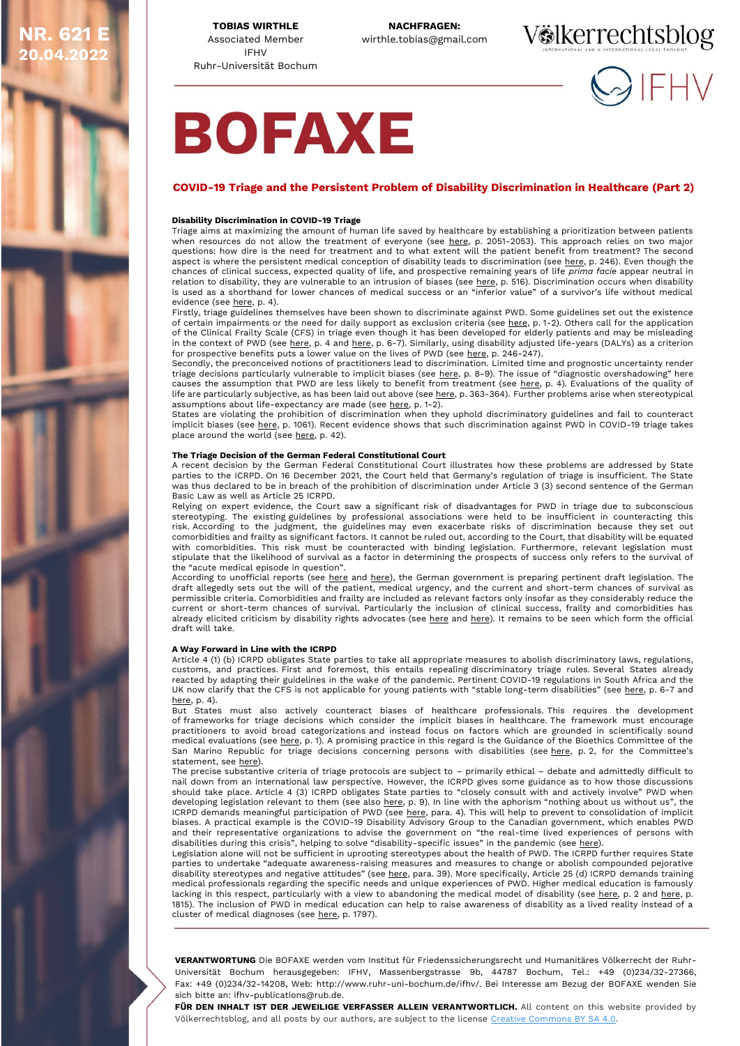NR. 621 E
20.04.2022

**TOBIAS WIRTHLE**
Associated Member
IFHV
Ruhr-Universität Bochum

**NACHFRAGEN:**
wirthle.tobias@gmail.com

# BOFAXE

## COVID-19 Triage and the Persistent Problem of Disability Discrimination in Healthcare (Part 2)

### Disability Discrimination in COVID-19 Triage

Triage aims at maximizing the amount of human life saved by healthcare by establishing a prioritization between patients when resources do not allow the treatment of everyone (see here, p. 2051-2053). This approach relies on two major questions: how dire is the need for treatment and to what extent will the patient benefit from treatment? The second aspect is where the persistent medical conception of disability leads to discrimination (see here, p. 246). Even though the chances of clinical success, expected quality of life, and prospective remaining years of life *prima facie* appear neutral in relation to disability, they are vulnerable to an intrusion of biases (see here, p. 516). Discrimination occurs when disability is used as a shorthand for lower chances of medical success or an "inferior value" of a survivor's life without medical evidence (see here, p. 4).

Firstly, triage guidelines themselves have been shown to discriminate against PWD. Some guidelines set out the existence of certain impairments or the need for daily support as exclusion criteria (see here, p. 1-2). Others call for the application of the Clinical Frailty Scale (CFS) in triage even though it has been developed for elderly patients and may be misleading in the context of PWD (see here, p. 4 and here, p. 6-7). Similarly, using disability adjusted life-years (DALYs) as a criterion for prospective benefits puts a lower value on the lives of PWD (see here, p. 246-247).

Secondly, the preconceived notions of practitioners lead to discrimination. Limited time and prognostic uncertainty render triage decisions particularly vulnerable to implicit biases (see here, p. 8-9). The issue of "diagnostic overshadowing" here causes the assumption that PWD are less likely to benefit from treatment (see here, p. 4). Evaluations of the quality of life are particularly subjective, as has been laid out above (see here, p. 363-364). Further problems arise when stereotypical assumptions about life-expectancy are made (see here, p. 1-2).

States are violating the prohibition of discrimination when they uphold discriminatory guidelines and fail to counteract implicit biases (see here, p. 1061). Recent evidence shows that such discrimination against PWD in COVID-19 triage takes place around the world (see here, p. 42).

### The Triage Decision of the German Federal Constitutional Court

A recent decision by the German Federal Constitutional Court illustrates how these problems are addressed by State parties to the ICRPD. On 16 December 2021, the Court held that Germany's regulation of triage is insufficient. The State was thus declared to be in breach of the prohibition of discrimination under Article 3 (3) second sentence of the German Basic Law as well as Article 25 ICRPD.

Relying on expert evidence, the Court saw a significant risk of disadvantages for PWD in triage due to subconscious stereotyping. The existing guidelines by professional associations were held to be insufficient in counteracting this risk. According to the judgment, the guidelines may even exacerbate risks of discrimination because they set out comorbidities and frailty as significant factors. It cannot be ruled out, according to the Court, that disability will be equated with comorbidities. This risk must be counteracted with binding legislation. Furthermore, relevant legislation must stipulate that the likelihood of survival as a factor in determining the prospects of success only refers to the survival of the "acute medical episode in question".

According to unofficial reports (see here and here), the German government is preparing pertinent draft legislation. The draft allegedly sets out the will of the patient, medical urgency, and the current and short-term chances of survival as permissible criteria. Comorbidities and frailty are included as relevant factors only insofar as they considerably reduce the current or short-term chances of survival. Particularly the inclusion of clinical success, frailty and comorbidities has already elicited criticism by disability rights advocates (see here and here). It remains to be seen which form the official draft will take.

### A Way Forward in Line with the ICRPD

Article 4 (1) (b) ICRPD obligates State parties to take all appropriate measures to abolish discriminatory laws, regulations, customs, and practices. First and foremost, this entails repealing discriminatory triage rules. Several States already reacted by adapting their guidelines in the wake of the pandemic. Pertinent COVID-19 regulations in South Africa and the UK now clarify that the CFS is not applicable for young patients with "stable long-term disabilities" (see here, p. 6-7 and here, p. 4).

But States must also actively counteract biases of healthcare professionals. This requires the development of frameworks for triage decisions which consider the implicit biases in healthcare. The framework must encourage practitioners to avoid broad categorizations and instead focus on factors which are grounded in scientifically sound medical evaluations (see here, p. 1). A promising practice in this regard is the Guidance of the Bioethics Committee of the San Marino Republic for triage decisions concerning persons with disabilities (see here, p. 2, for the Committee's statement, see here).

The precise substantive criteria of triage protocols are subject to – primarily ethical – debate and admittedly difficult to nail down from an international law perspective. However, the ICRPD gives some guidance as to how those discussions should take place. Article 4 (3) ICRPD obligates State parties to "closely consult with and actively involve" PWD when developing legislation relevant to them (see also here, p. 9). In line with the aphorism "nothing about us without us", the ICRPD demands meaningful participation of PWD (see here, para. 4). This will help to prevent to consolidation of implicit biases. A practical example is the COVID-19 Disability Advisory Group to the Canadian government, which enables PWD and their representative organizations to advise the government on "the real-time lived experiences of persons with disabilities during this crisis", helping to solve "disability-specific issues" in the pandemic (see here).

Legislation alone will not be sufficient in uprooting stereotypes about the health of PWD. The ICRPD further requires State parties to undertake "adequate awareness-raising measures and measures to change or abolish compounded pejorative disability stereotypes and negative attitudes" (see here, para. 39). More specifically, Article 25 (d) ICRPD demands training medical professionals regarding the specific needs and unique experiences of PWD. Higher medical education is famously lacking in this respect, particularly with a view to abandoning the medical model of disability (see here, p. 2 and here, p. 1815). The inclusion of PWD in medical education can help to raise awareness of disability as a lived reality instead of a cluster of medical diagnoses (see here, p. 1797).

**VERANTWORTUNG** Die BOFAXE werden vom Institut für Friedenssicherungsrecht und Humanitäres Völkerrecht der Ruhr-Universität Bochum herausgegeben: IFHV, Massenbergstrasse 9b, 44787 Bochum, Tel.: +49 (0)234/32-27366, Fax: +49 (0)234/32-14208, Web: http://www.ruhr-uni-bochum.de/ifhv/. Bei Interesse am Bezug der BOFAXE wenden Sie sich bitte an: ifhv-publications@rub.de.

**FÜR DEN INHALT IST DER JEWEILIGE VERFASSER ALLEIN VERANTWORTLICH.** All content on this website provided by Völkerrechtsblog, and all posts by our authors, are subject to the license Creative Commons BY SA 4.0.